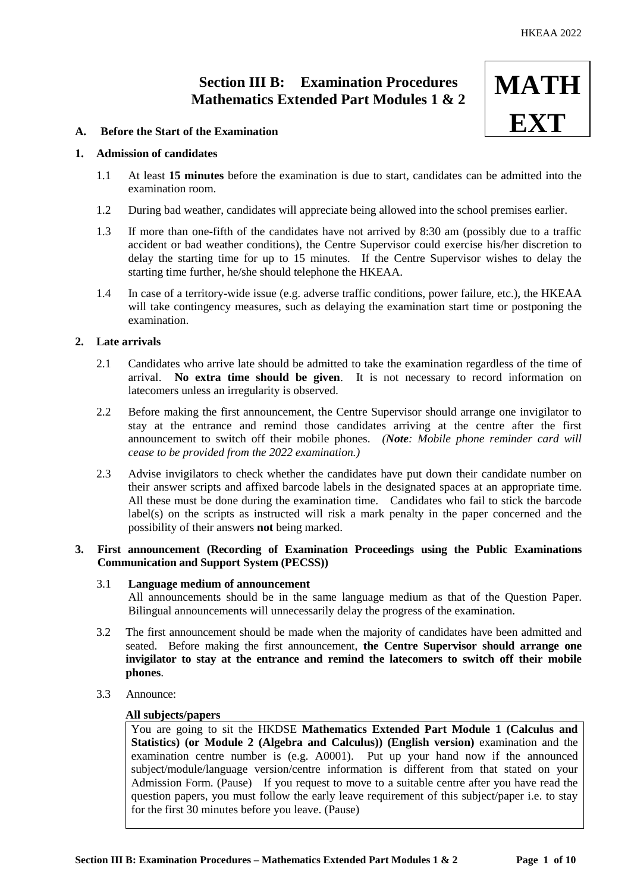# Section III B: Examination Procedures Mathematics Extended Part Modules 1 & 2

**MATH EXT**

## A. Before the Start of the Examination

### 1. Admission of candidates

1.1 At least **15 minutes** before the examination is due to start, candidates can be admitted into the examination room.

1.2 During bad weather, candidates will appreciate being allowed into the school premises earlier.

1.3 If more than one-fifth of the candidates have not arrived by 8:30 am (possibly due to a traffic accident or bad weather conditions), the Centre Supervisor could exercise his/her discretion to delay the starting time for up to 15 minutes. If the Centre Supervisor wishes to delay the starting time further, he/she should telephone the HKEAA.

1.4 In case of a territory-wide issue (e.g. adverse traffic conditions, power failure, etc.), the HKEAA will take contingency measures, such as delaying the examination start time or postponing the examination.

### 2. Late arrivals

2.1 Candidates who arrive late should be admitted to take the examination regardless of the time of arrival. **No extra time should be given**. It is not necessary to record information on latecomers unless an irregularity is observed.

2.2 Before making the first announcement, the Centre Supervisor should arrange one invigilator to stay at the entrance and remind those candidates arriving at the centre after the first announcement to switch off their mobile phones. *(**Note**: Mobile phone reminder card will cease to be provided from the 2022 examination.)*

2.3 Advise invigilators to check whether the candidates have put down their candidate number on their answer scripts and affixed barcode labels in the designated spaces at an appropriate time. All these must be done during the examination time. Candidates who fail to stick the barcode label(s) on the scripts as instructed will risk a mark penalty in the paper concerned and the possibility of their answers **not** being marked.

### 3. First announcement (Recording of Examination Proceedings using the Public Examinations Communication and Support System (PECSS))

3.1 **Language medium of announcement**
All announcements should be in the same language medium as that of the Question Paper. Bilingual announcements will unnecessarily delay the progress of the examination.

3.2 The first announcement should be made when the majority of candidates have been admitted and seated. Before making the first announcement, **the Centre Supervisor should arrange one invigilator to stay at the entrance and remind the latecomers to switch off their mobile phones**.

3.3 Announce:

**All subjects/papers**

> You are going to sit the HKDSE **Mathematics Extended Part Module 1 (Calculus and Statistics) (or Module 2 (Algebra and Calculus)) (English version)** examination and the examination centre number is (e.g. A0001). Put up your hand now if the announced subject/module/language version/centre information is different from that stated on your Admission Form. (Pause) If you request to move to a suitable centre after you have read the question papers, you must follow the early leave requirement of this subject/paper i.e. to stay for the first 30 minutes before you leave. (Pause)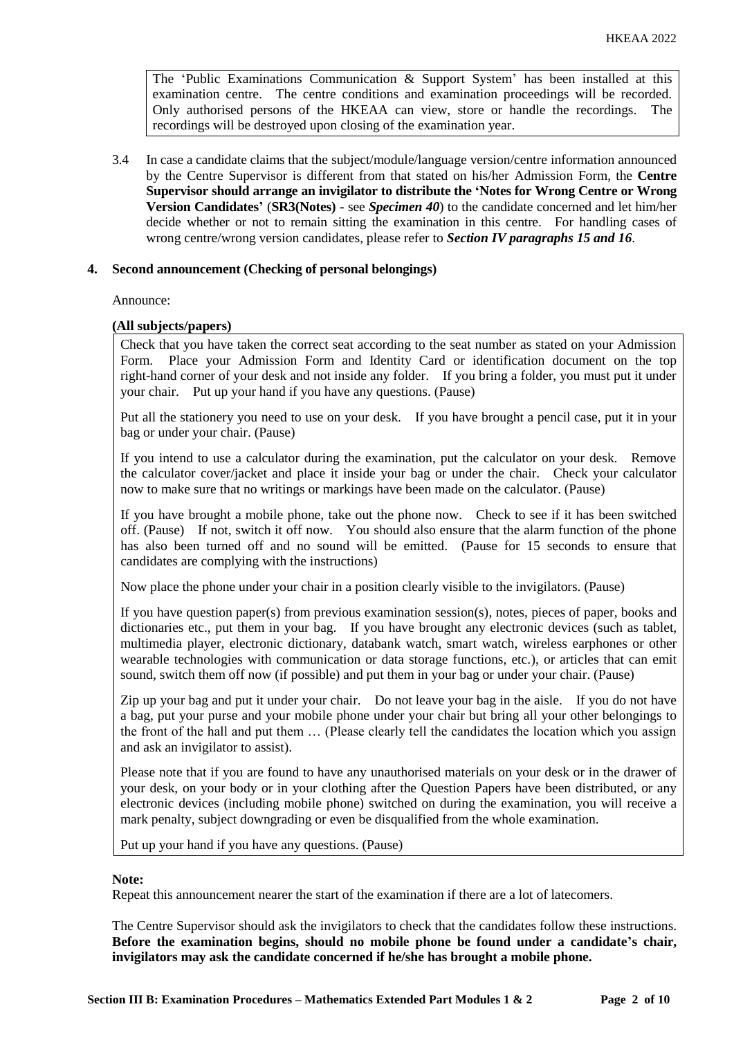The 'Public Examinations Communication & Support System' has been installed at this examination centre. The centre conditions and examination proceedings will be recorded. Only authorised persons of the HKEAA can view, store or handle the recordings. The recordings will be destroyed upon closing of the examination year.

3.4 In case a candidate claims that the subject/module/language version/centre information announced by the Centre Supervisor is different from that stated on his/her Admission Form, the **Centre Supervisor should arrange an invigilator to distribute the 'Notes for Wrong Centre or Wrong Version Candidates'** (**SR3(Notes)** - see ***Specimen 40***) to the candidate concerned and let him/her decide whether or not to remain sitting the examination in this centre. For handling cases of wrong centre/wrong version candidates, please refer to ***Section IV paragraphs 15 and 16***.

**4. Second announcement (Checking of personal belongings)**

Announce:

**(All subjects/papers)**

Check that you have taken the correct seat according to the seat number as stated on your Admission Form. Place your Admission Form and Identity Card or identification document on the top right-hand corner of your desk and not inside any folder. If you bring a folder, you must put it under your chair. Put up your hand if you have any questions. (Pause)

Put all the stationery you need to use on your desk. If you have brought a pencil case, put it in your bag or under your chair. (Pause)

If you intend to use a calculator during the examination, put the calculator on your desk. Remove the calculator cover/jacket and place it inside your bag or under the chair. Check your calculator now to make sure that no writings or markings have been made on the calculator. (Pause)

If you have brought a mobile phone, take out the phone now. Check to see if it has been switched off. (Pause) If not, switch it off now. You should also ensure that the alarm function of the phone has also been turned off and no sound will be emitted. (Pause for 15 seconds to ensure that candidates are complying with the instructions)

Now place the phone under your chair in a position clearly visible to the invigilators. (Pause)

If you have question paper(s) from previous examination session(s), notes, pieces of paper, books and dictionaries etc., put them in your bag. If you have brought any electronic devices (such as tablet, multimedia player, electronic dictionary, databank watch, smart watch, wireless earphones or other wearable technologies with communication or data storage functions, etc.), or articles that can emit sound, switch them off now (if possible) and put them in your bag or under your chair. (Pause)

Zip up your bag and put it under your chair. Do not leave your bag in the aisle. If you do not have a bag, put your purse and your mobile phone under your chair but bring all your other belongings to the front of the hall and put them … (Please clearly tell the candidates the location which you assign and ask an invigilator to assist).

Please note that if you are found to have any unauthorised materials on your desk or in the drawer of your desk, on your body or in your clothing after the Question Papers have been distributed, or any electronic devices (including mobile phone) switched on during the examination, you will receive a mark penalty, subject downgrading or even be disqualified from the whole examination.

Put up your hand if you have any questions. (Pause)

**Note:**

Repeat this announcement nearer the start of the examination if there are a lot of latecomers.

The Centre Supervisor should ask the invigilators to check that the candidates follow these instructions. **Before the examination begins, should no mobile phone be found under a candidate's chair, invigilators may ask the candidate concerned if he/she has brought a mobile phone.**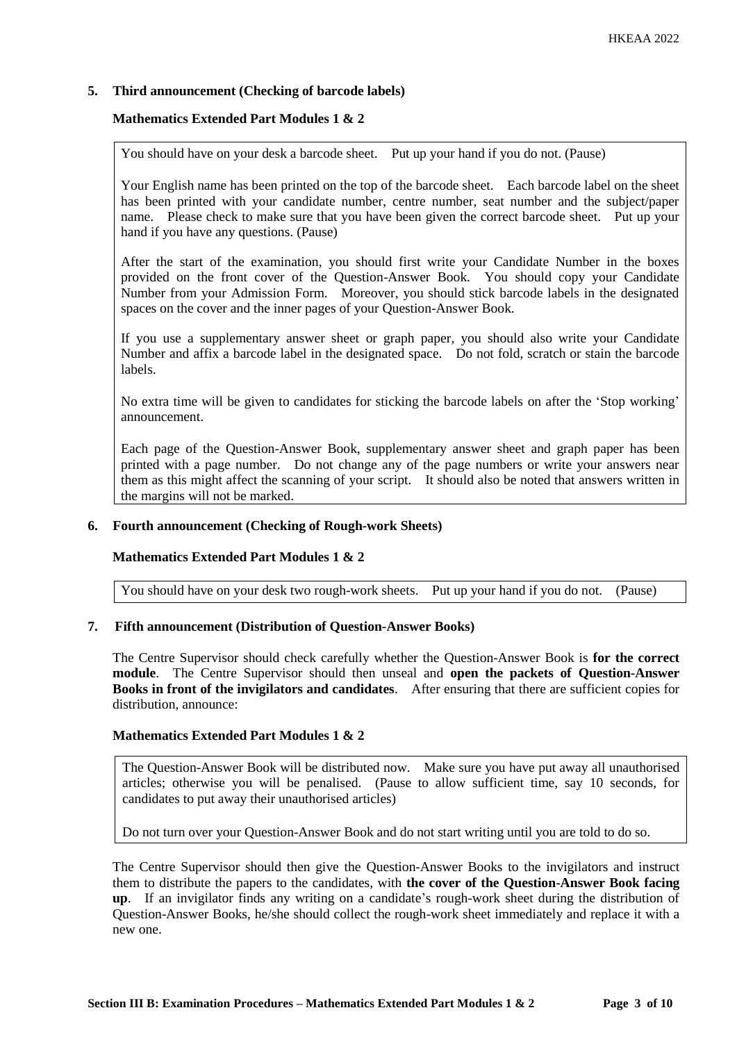## 5. Third announcement (Checking of barcode labels)

**Mathematics Extended Part Modules 1 & 2**

> You should have on your desk a barcode sheet. Put up your hand if you do not. (Pause)
>
> Your English name has been printed on the top of the barcode sheet. Each barcode label on the sheet has been printed with your candidate number, centre number, seat number and the subject/paper name. Please check to make sure that you have been given the correct barcode sheet. Put up your hand if you have any questions. (Pause)
>
> After the start of the examination, you should first write your Candidate Number in the boxes provided on the front cover of the Question-Answer Book. You should copy your Candidate Number from your Admission Form. Moreover, you should stick barcode labels in the designated spaces on the cover and the inner pages of your Question-Answer Book.
>
> If you use a supplementary answer sheet or graph paper, you should also write your Candidate Number and affix a barcode label in the designated space. Do not fold, scratch or stain the barcode labels.
>
> No extra time will be given to candidates for sticking the barcode labels on after the 'Stop working' announcement.
>
> Each page of the Question-Answer Book, supplementary answer sheet and graph paper has been printed with a page number. Do not change any of the page numbers or write your answers near them as this might affect the scanning of your script. It should also be noted that answers written in the margins will not be marked.

## 6. Fourth announcement (Checking of Rough-work Sheets)

**Mathematics Extended Part Modules 1 & 2**

> You should have on your desk two rough-work sheets. Put up your hand if you do not. (Pause)

## 7. Fifth announcement (Distribution of Question-Answer Books)

The Centre Supervisor should check carefully whether the Question-Answer Book is **for the correct module**. The Centre Supervisor should then unseal and **open the packets of Question-Answer Books in front of the invigilators and candidates**. After ensuring that there are sufficient copies for distribution, announce:

**Mathematics Extended Part Modules 1 & 2**

> The Question-Answer Book will be distributed now. Make sure you have put away all unauthorised articles; otherwise you will be penalised. (Pause to allow sufficient time, say 10 seconds, for candidates to put away their unauthorised articles)
>
> Do not turn over your Question-Answer Book and do not start writing until you are told to do so.

The Centre Supervisor should then give the Question-Answer Books to the invigilators and instruct them to distribute the papers to the candidates, with **the cover of the Question-Answer Book facing up**. If an invigilator finds any writing on a candidate's rough-work sheet during the distribution of Question-Answer Books, he/she should collect the rough-work sheet immediately and replace it with a new one.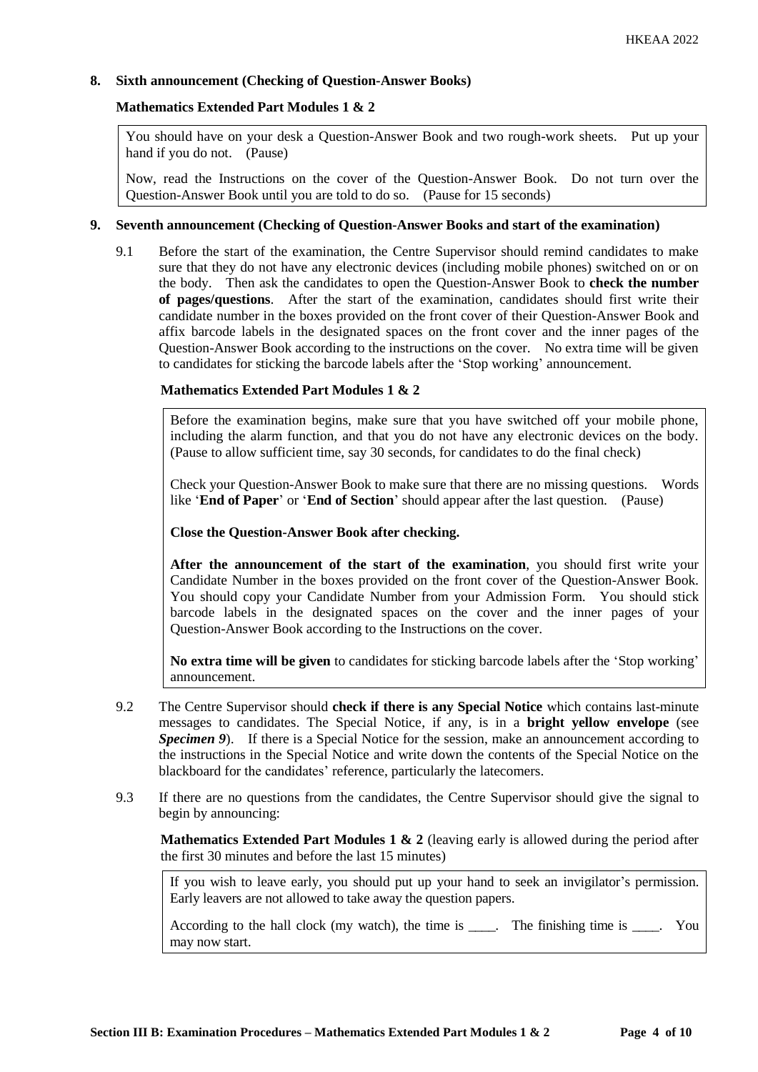**8. Sixth announcement (Checking of Question-Answer Books)**

**Mathematics Extended Part Modules 1 & 2**

> You should have on your desk a Question-Answer Book and two rough-work sheets. Put up your hand if you do not. (Pause)
>
> Now, read the Instructions on the cover of the Question-Answer Book. Do not turn over the Question-Answer Book until you are told to do so. (Pause for 15 seconds)

**9. Seventh announcement (Checking of Question-Answer Books and start of the examination)**

9.1 Before the start of the examination, the Centre Supervisor should remind candidates to make sure that they do not have any electronic devices (including mobile phones) switched on or on the body. Then ask the candidates to open the Question-Answer Book to **check the number of pages/questions**. After the start of the examination, candidates should first write their candidate number in the boxes provided on the front cover of their Question-Answer Book and affix barcode labels in the designated spaces on the front cover and the inner pages of the Question-Answer Book according to the instructions on the cover. No extra time will be given to candidates for sticking the barcode labels after the 'Stop working' announcement.

**Mathematics Extended Part Modules 1 & 2**

> Before the examination begins, make sure that you have switched off your mobile phone, including the alarm function, and that you do not have any electronic devices on the body. (Pause to allow sufficient time, say 30 seconds, for candidates to do the final check)
>
> Check your Question-Answer Book to make sure that there are no missing questions. Words like '**End of Paper**' or '**End of Section**' should appear after the last question. (Pause)
>
> **Close the Question-Answer Book after checking.**
>
> **After the announcement of the start of the examination**, you should first write your Candidate Number in the boxes provided on the front cover of the Question-Answer Book. You should copy your Candidate Number from your Admission Form. You should stick barcode labels in the designated spaces on the cover and the inner pages of your Question-Answer Book according to the Instructions on the cover.
>
> **No extra time will be given** to candidates for sticking barcode labels after the 'Stop working' announcement.

9.2 The Centre Supervisor should **check if there is any Special Notice** which contains last-minute messages to candidates. The Special Notice, if any, is in a **bright yellow envelope** (see ***Specimen 9***). If there is a Special Notice for the session, make an announcement according to the instructions in the Special Notice and write down the contents of the Special Notice on the blackboard for the candidates' reference, particularly the latecomers.

9.3 If there are no questions from the candidates, the Centre Supervisor should give the signal to begin by announcing:

**Mathematics Extended Part Modules 1 & 2** (leaving early is allowed during the period after the first 30 minutes and before the last 15 minutes)

> If you wish to leave early, you should put up your hand to seek an invigilator's permission. Early leavers are not allowed to take away the question papers.
>
> According to the hall clock (my watch), the time is ____. The finishing time is ____. You may now start.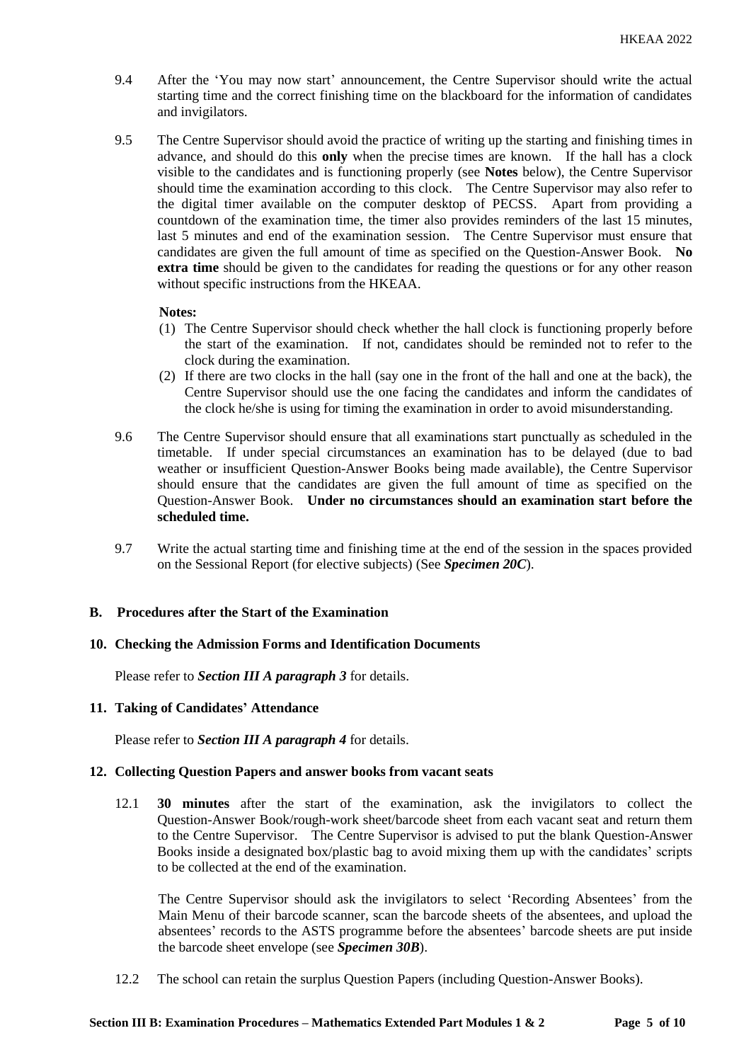9.4 After the 'You may now start' announcement, the Centre Supervisor should write the actual starting time and the correct finishing time on the blackboard for the information of candidates and invigilators.

9.5 The Centre Supervisor should avoid the practice of writing up the starting and finishing times in advance, and should do this **only** when the precise times are known. If the hall has a clock visible to the candidates and is functioning properly (see **Notes** below), the Centre Supervisor should time the examination according to this clock. The Centre Supervisor may also refer to the digital timer available on the computer desktop of PECSS. Apart from providing a countdown of the examination time, the timer also provides reminders of the last 15 minutes, last 5 minutes and end of the examination session. The Centre Supervisor must ensure that candidates are given the full amount of time as specified on the Question-Answer Book. **No extra time** should be given to the candidates for reading the questions or for any other reason without specific instructions from the HKEAA.

**Notes:**

(1) The Centre Supervisor should check whether the hall clock is functioning properly before the start of the examination. If not, candidates should be reminded not to refer to the clock during the examination.

(2) If there are two clocks in the hall (say one in the front of the hall and one at the back), the Centre Supervisor should use the one facing the candidates and inform the candidates of the clock he/she is using for timing the examination in order to avoid misunderstanding.

9.6 The Centre Supervisor should ensure that all examinations start punctually as scheduled in the timetable. If under special circumstances an examination has to be delayed (due to bad weather or insufficient Question-Answer Books being made available), the Centre Supervisor should ensure that the candidates are given the full amount of time as specified on the Question-Answer Book. **Under no circumstances should an examination start before the scheduled time.**

9.7 Write the actual starting time and finishing time at the end of the session in the spaces provided on the Sessional Report (for elective subjects) (See ***Specimen 20C***).

## B. Procedures after the Start of the Examination

### 10. Checking the Admission Forms and Identification Documents

Please refer to ***Section III A paragraph 3*** for details.

### 11. Taking of Candidates' Attendance

Please refer to ***Section III A paragraph 4*** for details.

### 12. Collecting Question Papers and answer books from vacant seats

12.1 **30 minutes** after the start of the examination, ask the invigilators to collect the Question-Answer Book/rough-work sheet/barcode sheet from each vacant seat and return them to the Centre Supervisor. The Centre Supervisor is advised to put the blank Question-Answer Books inside a designated box/plastic bag to avoid mixing them up with the candidates' scripts to be collected at the end of the examination.

The Centre Supervisor should ask the invigilators to select 'Recording Absentees' from the Main Menu of their barcode scanner, scan the barcode sheets of the absentees, and upload the absentees' records to the ASTS programme before the absentees' barcode sheets are put inside the barcode sheet envelope (see ***Specimen 30B***).

12.2 The school can retain the surplus Question Papers (including Question-Answer Books).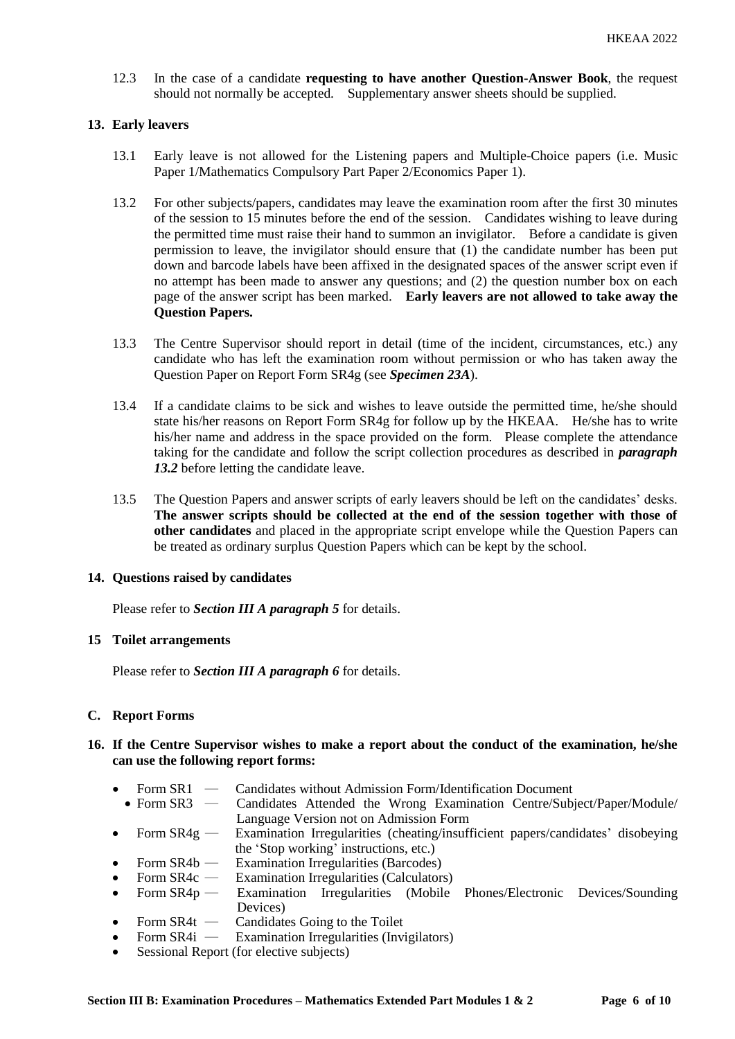12.3 In the case of a candidate **requesting to have another Question-Answer Book**, the request should not normally be accepted. Supplementary answer sheets should be supplied.

### 13. Early leavers

13.1 Early leave is not allowed for the Listening papers and Multiple-Choice papers (i.e. Music Paper 1/Mathematics Compulsory Part Paper 2/Economics Paper 1).

13.2 For other subjects/papers, candidates may leave the examination room after the first 30 minutes of the session to 15 minutes before the end of the session. Candidates wishing to leave during the permitted time must raise their hand to summon an invigilator. Before a candidate is given permission to leave, the invigilator should ensure that (1) the candidate number has been put down and barcode labels have been affixed in the designated spaces of the answer script even if no attempt has been made to answer any questions; and (2) the question number box on each page of the answer script has been marked. **Early leavers are not allowed to take away the Question Papers.**

13.3 The Centre Supervisor should report in detail (time of the incident, circumstances, etc.) any candidate who has left the examination room without permission or who has taken away the Question Paper on Report Form SR4g (see ***Specimen 23A***).

13.4 If a candidate claims to be sick and wishes to leave outside the permitted time, he/she should state his/her reasons on Report Form SR4g for follow up by the HKEAA. He/she has to write his/her name and address in the space provided on the form. Please complete the attendance taking for the candidate and follow the script collection procedures as described in ***paragraph 13.2*** before letting the candidate leave.

13.5 The Question Papers and answer scripts of early leavers should be left on the candidates' desks. **The answer scripts should be collected at the end of the session together with those of other candidates** and placed in the appropriate script envelope while the Question Papers can be treated as ordinary surplus Question Papers which can be kept by the school.

### 14. Questions raised by candidates

Please refer to ***Section III A paragraph 5*** for details.

### 15 Toilet arrangements

Please refer to ***Section III A paragraph 6*** for details.

## C. Report Forms

### 16. If the Centre Supervisor wishes to make a report about the conduct of the examination, he/she can use the following report forms:

- Form SR1 — Candidates without Admission Form/Identification Document
- Form SR3 — Candidates Attended the Wrong Examination Centre/Subject/Paper/Module/ Language Version not on Admission Form
- Form SR4g — Examination Irregularities (cheating/insufficient papers/candidates' disobeying the 'Stop working' instructions, etc.)
- Form SR4b — Examination Irregularities (Barcodes)
- Form SR4c — Examination Irregularities (Calculators)
- Form SR4p — Examination Irregularities (Mobile Phones/Electronic Devices/Sounding Devices)
- Form SR4t — Candidates Going to the Toilet
- Form SR4i — Examination Irregularities (Invigilators)
- Sessional Report (for elective subjects)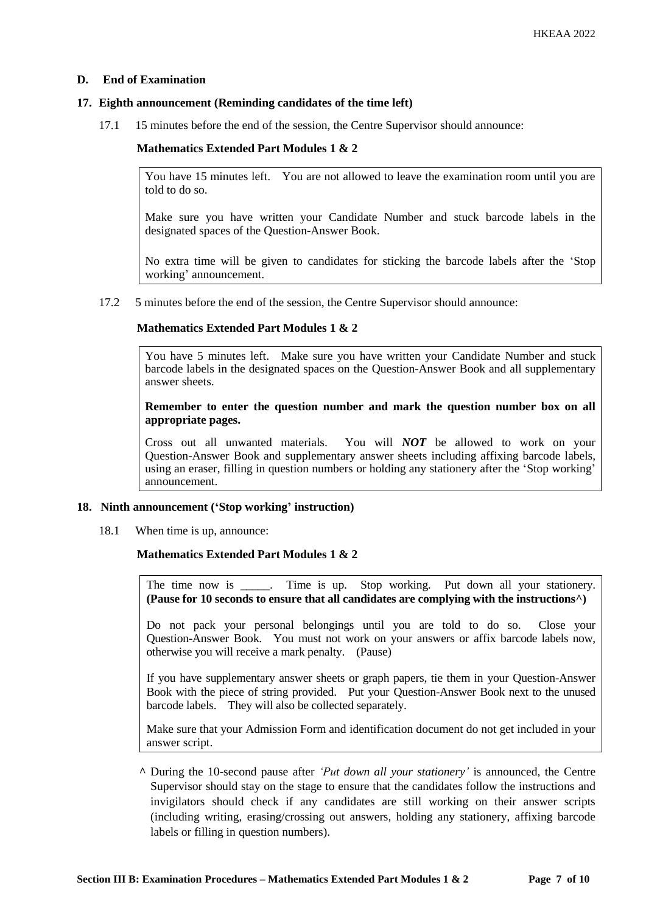## D. End of Examination

### 17. Eighth announcement (Reminding candidates of the time left)

17.1 15 minutes before the end of the session, the Centre Supervisor should announce:

**Mathematics Extended Part Modules 1 & 2**

> You have 15 minutes left. You are not allowed to leave the examination room until you are told to do so.
>
> Make sure you have written your Candidate Number and stuck barcode labels in the designated spaces of the Question-Answer Book.
>
> No extra time will be given to candidates for sticking the barcode labels after the 'Stop working' announcement.

17.2 5 minutes before the end of the session, the Centre Supervisor should announce:

**Mathematics Extended Part Modules 1 & 2**

> You have 5 minutes left. Make sure you have written your Candidate Number and stuck barcode labels in the designated spaces on the Question-Answer Book and all supplementary answer sheets.
>
> **Remember to enter the question number and mark the question number box on all appropriate pages.**
>
> Cross out all unwanted materials. You will ***NOT*** be allowed to work on your Question-Answer Book and supplementary answer sheets including affixing barcode labels, using an eraser, filling in question numbers or holding any stationery after the 'Stop working' announcement.

### 18. Ninth announcement ('Stop working' instruction)

18.1 When time is up, announce:

**Mathematics Extended Part Modules 1 & 2**

> The time now is _____. Time is up. Stop working. Put down all your stationery. **(Pause for 10 seconds to ensure that all candidates are complying with the instructions^)**
>
> Do not pack your personal belongings until you are told to do so. Close your Question-Answer Book. You must not work on your answers or affix barcode labels now, otherwise you will receive a mark penalty. (Pause)
>
> If you have supplementary answer sheets or graph papers, tie them in your Question-Answer Book with the piece of string provided. Put your Question-Answer Book next to the unused barcode labels. They will also be collected separately.
>
> Make sure that your Admission Form and identification document do not get included in your answer script.

^ During the 10-second pause after *'Put down all your stationery'* is announced, the Centre Supervisor should stay on the stage to ensure that the candidates follow the instructions and invigilators should check if any candidates are still working on their answer scripts (including writing, erasing/crossing out answers, holding any stationery, affixing barcode labels or filling in question numbers).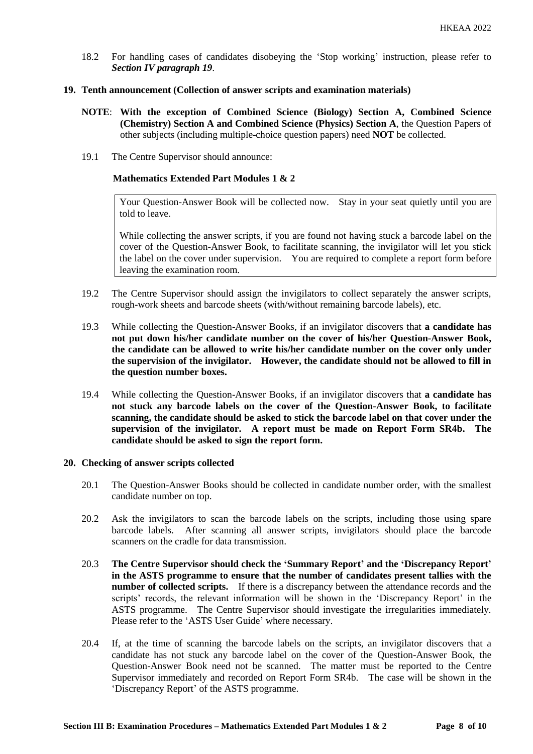18.2 For handling cases of candidates disobeying the 'Stop working' instruction, please refer to ***Section IV paragraph 19***.

## 19. Tenth announcement (Collection of answer scripts and examination materials)

**NOTE**: **With the exception of Combined Science (Biology) Section A, Combined Science (Chemistry) Section A and Combined Science (Physics) Section A**, the Question Papers of other subjects (including multiple-choice question papers) need **NOT** be collected.

19.1 The Centre Supervisor should announce:

**Mathematics Extended Part Modules 1 & 2**

> Your Question-Answer Book will be collected now. Stay in your seat quietly until you are told to leave.
>
> While collecting the answer scripts, if you are found not having stuck a barcode label on the cover of the Question-Answer Book, to facilitate scanning, the invigilator will let you stick the label on the cover under supervision. You are required to complete a report form before leaving the examination room.

19.2 The Centre Supervisor should assign the invigilators to collect separately the answer scripts, rough-work sheets and barcode sheets (with/without remaining barcode labels), etc.

19.3 While collecting the Question-Answer Books, if an invigilator discovers that **a candidate has not put down his/her candidate number on the cover of his/her Question-Answer Book, the candidate can be allowed to write his/her candidate number on the cover only under the supervision of the invigilator. However, the candidate should not be allowed to fill in the question number boxes.**

19.4 While collecting the Question-Answer Books, if an invigilator discovers that **a candidate has not stuck any barcode labels on the cover of the Question-Answer Book, to facilitate scanning, the candidate should be asked to stick the barcode label on that cover under the supervision of the invigilator. A report must be made on Report Form SR4b. The candidate should be asked to sign the report form.**

## 20. Checking of answer scripts collected

20.1 The Question-Answer Books should be collected in candidate number order, with the smallest candidate number on top.

20.2 Ask the invigilators to scan the barcode labels on the scripts, including those using spare barcode labels. After scanning all answer scripts, invigilators should place the barcode scanners on the cradle for data transmission.

20.3 **The Centre Supervisor should check the 'Summary Report' and the 'Discrepancy Report' in the ASTS programme to ensure that the number of candidates present tallies with the number of collected scripts.** If there is a discrepancy between the attendance records and the scripts' records, the relevant information will be shown in the 'Discrepancy Report' in the ASTS programme. The Centre Supervisor should investigate the irregularities immediately. Please refer to the 'ASTS User Guide' where necessary.

20.4 If, at the time of scanning the barcode labels on the scripts, an invigilator discovers that a candidate has not stuck any barcode label on the cover of the Question-Answer Book, the Question-Answer Book need not be scanned. The matter must be reported to the Centre Supervisor immediately and recorded on Report Form SR4b. The case will be shown in the 'Discrepancy Report' of the ASTS programme.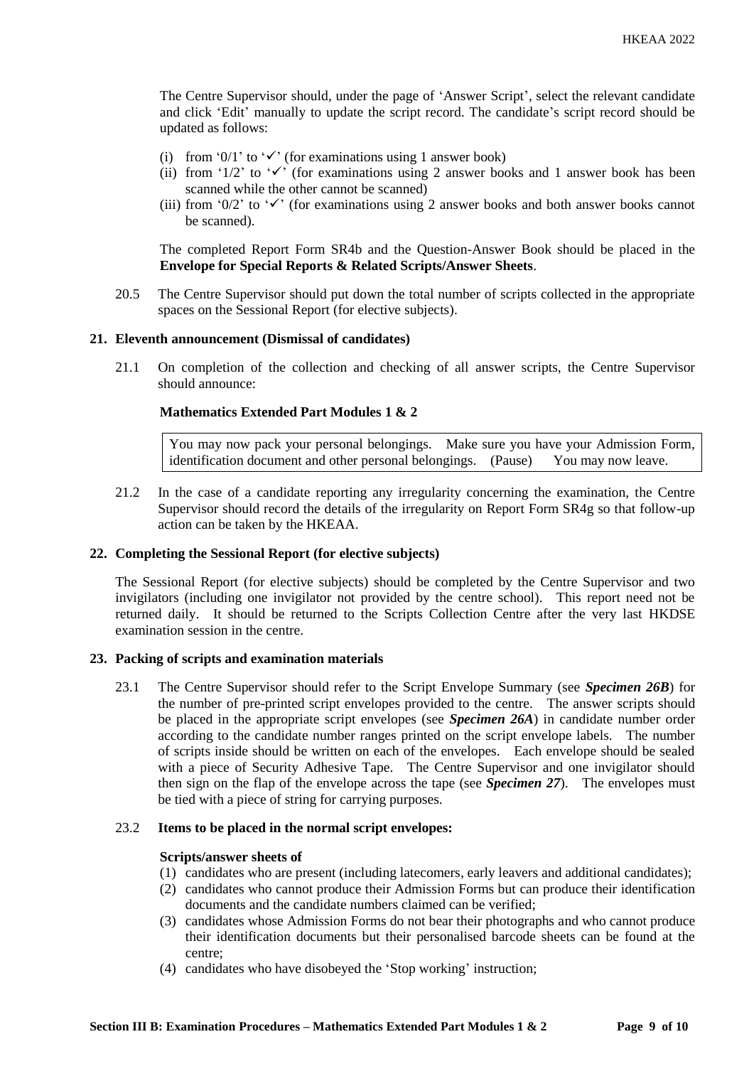The Centre Supervisor should, under the page of 'Answer Script', select the relevant candidate and click 'Edit' manually to update the script record. The candidate's script record should be updated as follows:

(i) from '0/1' to '✓' (for examinations using 1 answer book)
(ii) from '1/2' to '✓' (for examinations using 2 answer books and 1 answer book has been scanned while the other cannot be scanned)
(iii) from '0/2' to '✓' (for examinations using 2 answer books and both answer books cannot be scanned).

The completed Report Form SR4b and the Question-Answer Book should be placed in the **Envelope for Special Reports & Related Scripts/Answer Sheets**.

20.5 The Centre Supervisor should put down the total number of scripts collected in the appropriate spaces on the Sessional Report (for elective subjects).

## 21. Eleventh announcement (Dismissal of candidates)

21.1 On completion of the collection and checking of all answer scripts, the Centre Supervisor should announce:

**Mathematics Extended Part Modules 1 & 2**

> You may now pack your personal belongings. Make sure you have your Admission Form, identification document and other personal belongings. (Pause) You may now leave.

21.2 In the case of a candidate reporting any irregularity concerning the examination, the Centre Supervisor should record the details of the irregularity on Report Form SR4g so that follow-up action can be taken by the HKEAA.

## 22. Completing the Sessional Report (for elective subjects)

The Sessional Report (for elective subjects) should be completed by the Centre Supervisor and two invigilators (including one invigilator not provided by the centre school). This report need not be returned daily. It should be returned to the Scripts Collection Centre after the very last HKDSE examination session in the centre.

## 23. Packing of scripts and examination materials

23.1 The Centre Supervisor should refer to the Script Envelope Summary (see ***Specimen 26B***) for the number of pre-printed script envelopes provided to the centre. The answer scripts should be placed in the appropriate script envelopes (see ***Specimen 26A***) in candidate number order according to the candidate number ranges printed on the script envelope labels. The number of scripts inside should be written on each of the envelopes. Each envelope should be sealed with a piece of Security Adhesive Tape. The Centre Supervisor and one invigilator should then sign on the flap of the envelope across the tape (see ***Specimen 27***). The envelopes must be tied with a piece of string for carrying purposes.

23.2 **Items to be placed in the normal script envelopes:**

**Scripts/answer sheets of**

(1) candidates who are present (including latecomers, early leavers and additional candidates);
(2) candidates who cannot produce their Admission Forms but can produce their identification documents and the candidate numbers claimed can be verified;
(3) candidates whose Admission Forms do not bear their photographs and who cannot produce their identification documents but their personalised barcode sheets can be found at the centre;
(4) candidates who have disobeyed the 'Stop working' instruction;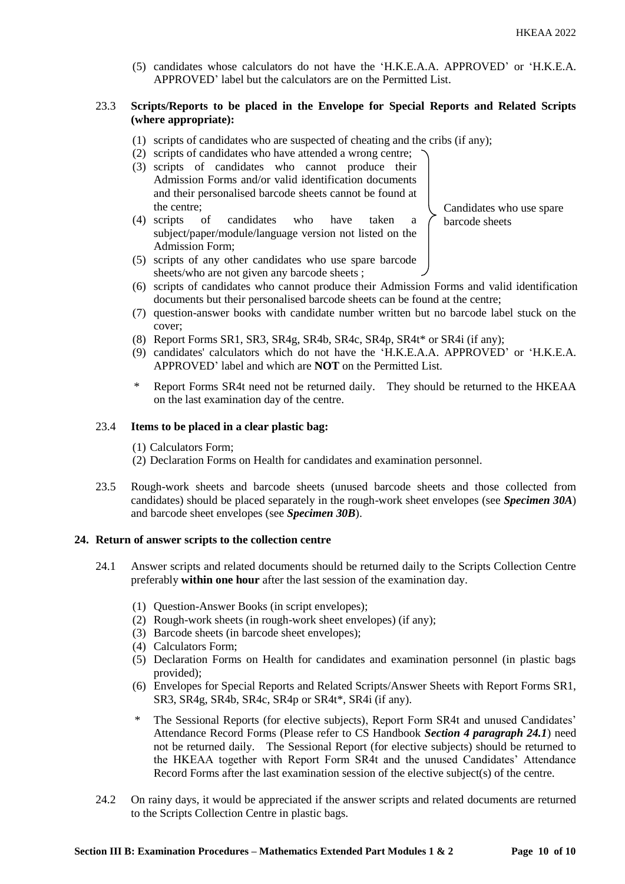(5) candidates whose calculators do not have the 'H.K.E.A.A. APPROVED' or 'H.K.E.A. APPROVED' label but the calculators are on the Permitted List.

23.3 **Scripts/Reports to be placed in the Envelope for Special Reports and Related Scripts (where appropriate):**

(1) scripts of candidates who are suspected of cheating and the cribs (if any);

(2) scripts of candidates who have attended a wrong centre;

(3) scripts of candidates who cannot produce their Admission Forms and/or valid identification documents and their personalised barcode sheets cannot be found at the centre;

(4) scripts of candidates who have taken a subject/paper/module/language version not listed on the Admission Form;

(5) scripts of any other candidates who use spare barcode sheets/who are not given any barcode sheets ;

} Candidates who use spare barcode sheets [items (2)–(5)]

(6) scripts of candidates who cannot produce their Admission Forms and valid identification documents but their personalised barcode sheets can be found at the centre;

(7) question-answer books with candidate number written but no barcode label stuck on the cover;

(8) Report Forms SR1, SR3, SR4g, SR4b, SR4c, SR4p, SR4t* or SR4i (if any);

(9) candidates' calculators which do not have the 'H.K.E.A.A. APPROVED' or 'H.K.E.A. APPROVED' label and which are **NOT** on the Permitted List.

\* Report Forms SR4t need not be returned daily. They should be returned to the HKEAA on the last examination day of the centre.

23.4 **Items to be placed in a clear plastic bag:**

(1) Calculators Form;

(2) Declaration Forms on Health for candidates and examination personnel.

23.5 Rough-work sheets and barcode sheets (unused barcode sheets and those collected from candidates) should be placed separately in the rough-work sheet envelopes (see ***Specimen 30A***) and barcode sheet envelopes (see ***Specimen 30B***).

## 24. Return of answer scripts to the collection centre

24.1 Answer scripts and related documents should be returned daily to the Scripts Collection Centre preferably **within one hour** after the last session of the examination day.

(1) Question-Answer Books (in script envelopes);

(2) Rough-work sheets (in rough-work sheet envelopes) (if any);

(3) Barcode sheets (in barcode sheet envelopes);

(4) Calculators Form;

(5) Declaration Forms on Health for candidates and examination personnel (in plastic bags provided);

(6) Envelopes for Special Reports and Related Scripts/Answer Sheets with Report Forms SR1, SR3, SR4g, SR4b, SR4c, SR4p or SR4t*, SR4i (if any).

\* The Sessional Reports (for elective subjects), Report Form SR4t and unused Candidates' Attendance Record Forms (Please refer to CS Handbook ***Section 4 paragraph 24.1***) need not be returned daily. The Sessional Report (for elective subjects) should be returned to the HKEAA together with Report Form SR4t and the unused Candidates' Attendance Record Forms after the last examination session of the elective subject(s) of the centre.

24.2 On rainy days, it would be appreciated if the answer scripts and related documents are returned to the Scripts Collection Centre in plastic bags.